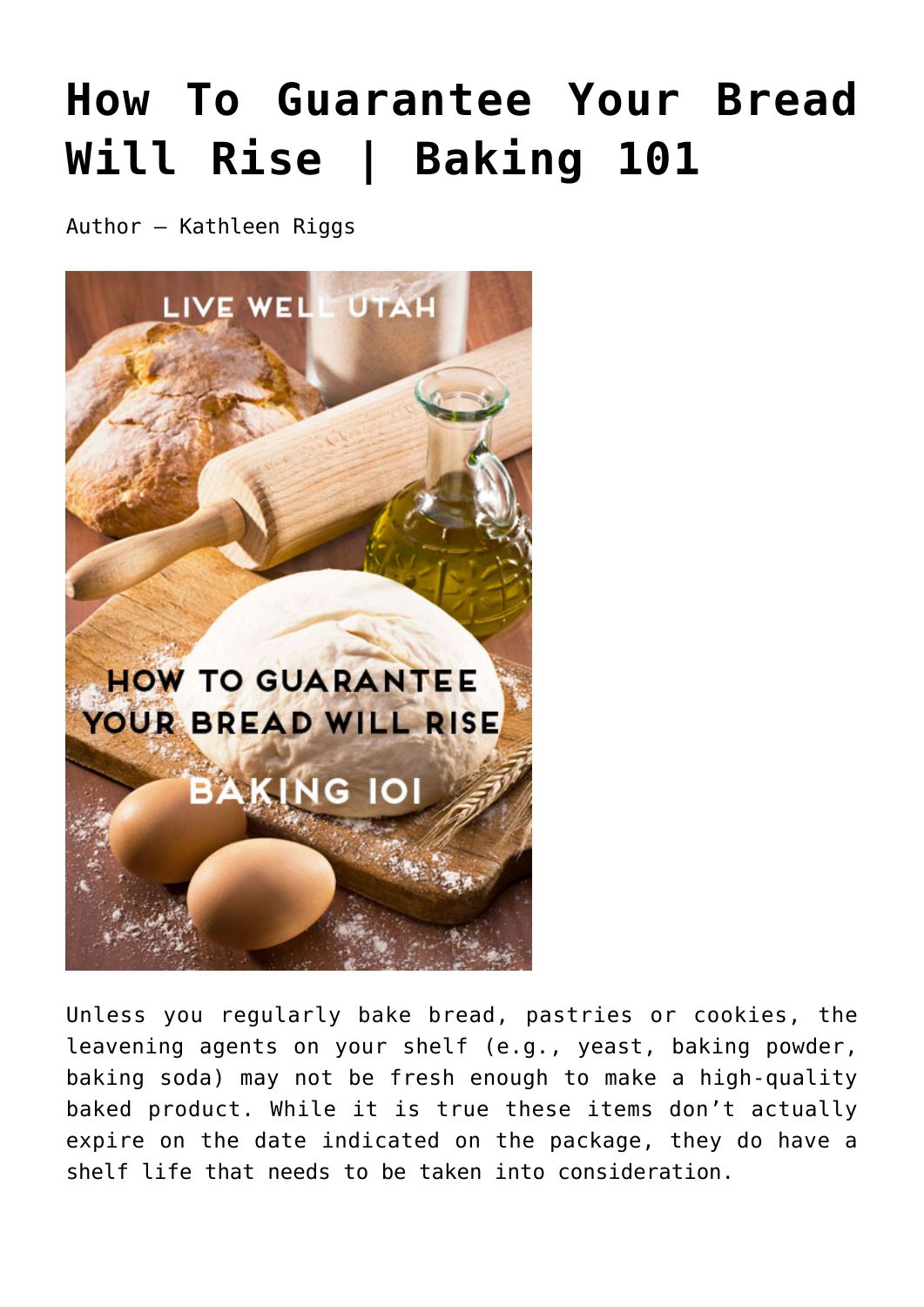# How To Guarantee Your Bread Will Rise | Baking 101

Author – Kathleen Riggs

Unless you regularly bake bread, pastries or cookies, the leavening agents on your shelf (e.g., yeast, baking powder, baking soda) may not be fresh enough to make a high-quality baked product. While it is true these items don't actually expire on the date indicated on the package, they do have a shelf life that needs to be taken into consideration.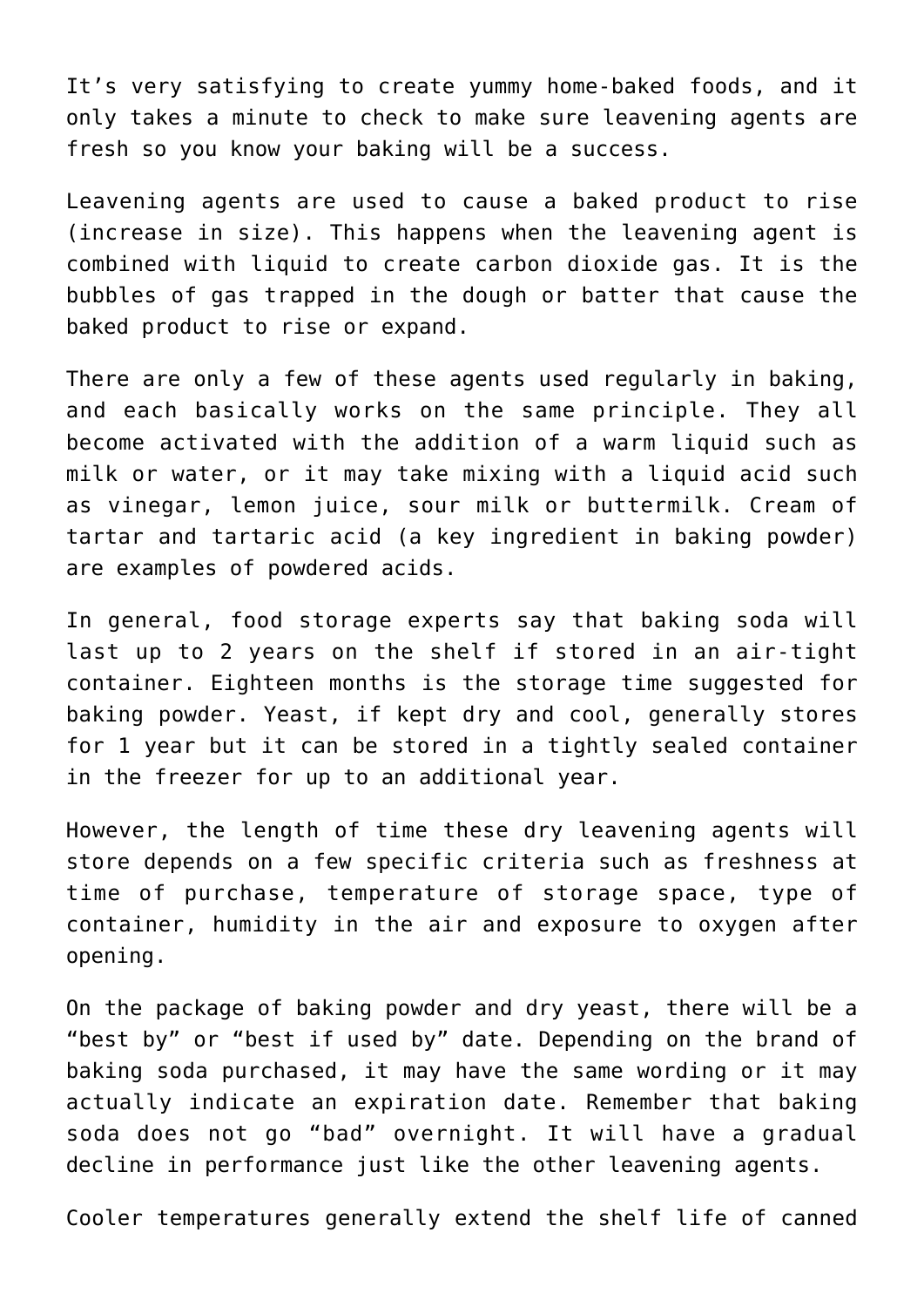It’s very satisfying to create yummy home-baked foods, and it only takes a minute to check to make sure leavening agents are fresh so you know your baking will be a success.

Leavening agents are used to cause a baked product to rise (increase in size). This happens when the leavening agent is combined with liquid to create carbon dioxide gas. It is the bubbles of gas trapped in the dough or batter that cause the baked product to rise or expand.

There are only a few of these agents used regularly in baking, and each basically works on the same principle. They all become activated with the addition of a warm liquid such as milk or water, or it may take mixing with a liquid acid such as vinegar, lemon juice, sour milk or buttermilk. Cream of tartar and tartaric acid (a key ingredient in baking powder) are examples of powdered acids.

In general, food storage experts say that baking soda will last up to 2 years on the shelf if stored in an air-tight container. Eighteen months is the storage time suggested for baking powder. Yeast, if kept dry and cool, generally stores for 1 year but it can be stored in a tightly sealed container in the freezer for up to an additional year.

However, the length of time these dry leavening agents will store depends on a few specific criteria such as freshness at time of purchase, temperature of storage space, type of container, humidity in the air and exposure to oxygen after opening.

On the package of baking powder and dry yeast, there will be a “best by” or “best if used by” date. Depending on the brand of baking soda purchased, it may have the same wording or it may actually indicate an expiration date. Remember that baking soda does not go “bad” overnight. It will have a gradual decline in performance just like the other leavening agents.

Cooler temperatures generally extend the shelf life of canned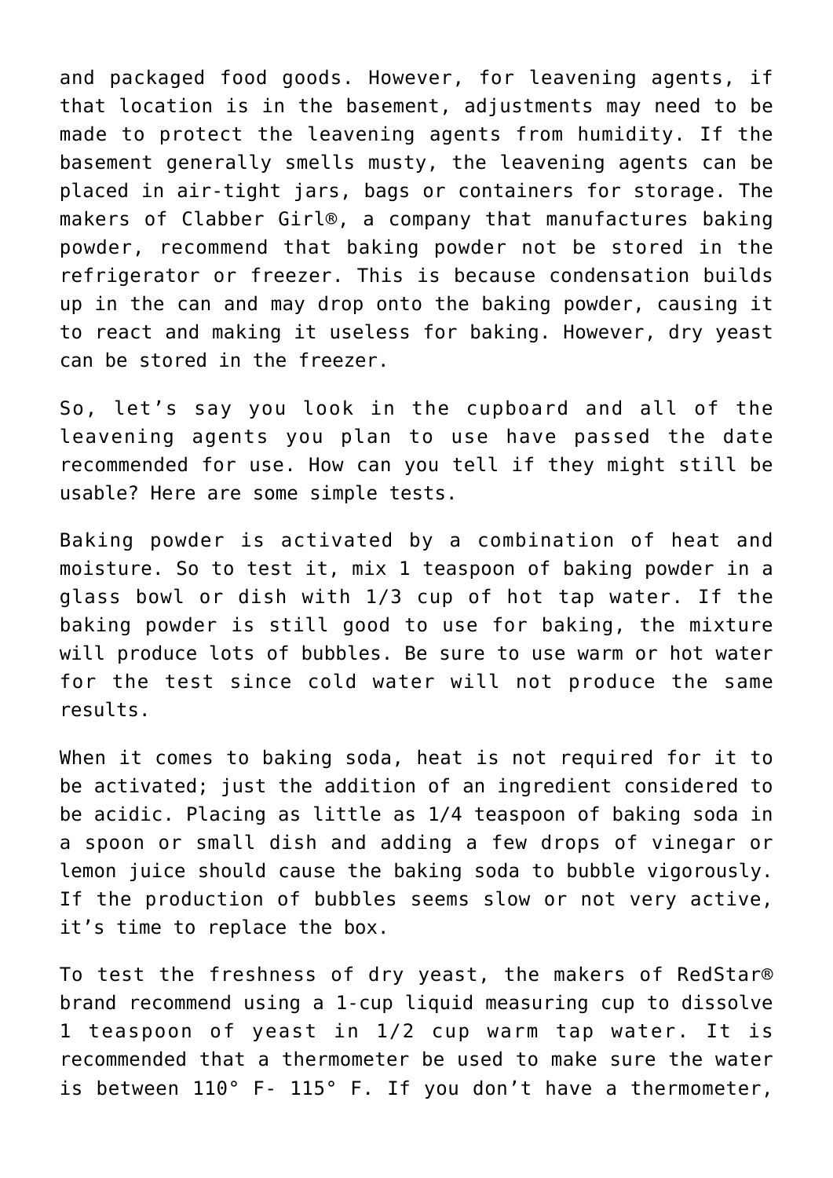and packaged food goods. However, for leavening agents, if that location is in the basement, adjustments may need to be made to protect the leavening agents from humidity. If the basement generally smells musty, the leavening agents can be placed in air-tight jars, bags or containers for storage. The makers of Clabber Girl®, a company that manufactures baking powder, recommend that baking powder not be stored in the refrigerator or freezer. This is because condensation builds up in the can and may drop onto the baking powder, causing it to react and making it useless for baking. However, dry yeast can be stored in the freezer.

So, let's say you look in the cupboard and all of the leavening agents you plan to use have passed the date recommended for use. How can you tell if they might still be usable? Here are some simple tests.

Baking powder is activated by a combination of heat and moisture. So to test it, mix 1 teaspoon of baking powder in a glass bowl or dish with 1/3 cup of hot tap water. If the baking powder is still good to use for baking, the mixture will produce lots of bubbles. Be sure to use warm or hot water for the test since cold water will not produce the same results.

When it comes to baking soda, heat is not required for it to be activated; just the addition of an ingredient considered to be acidic. Placing as little as 1/4 teaspoon of baking soda in a spoon or small dish and adding a few drops of vinegar or lemon juice should cause the baking soda to bubble vigorously. If the production of bubbles seems slow or not very active, it's time to replace the box.

To test the freshness of dry yeast, the makers of RedStar® brand recommend using a 1-cup liquid measuring cup to dissolve 1 teaspoon of yeast in 1/2 cup warm tap water. It is recommended that a thermometer be used to make sure the water is between 110° F- 115° F. If you don't have a thermometer,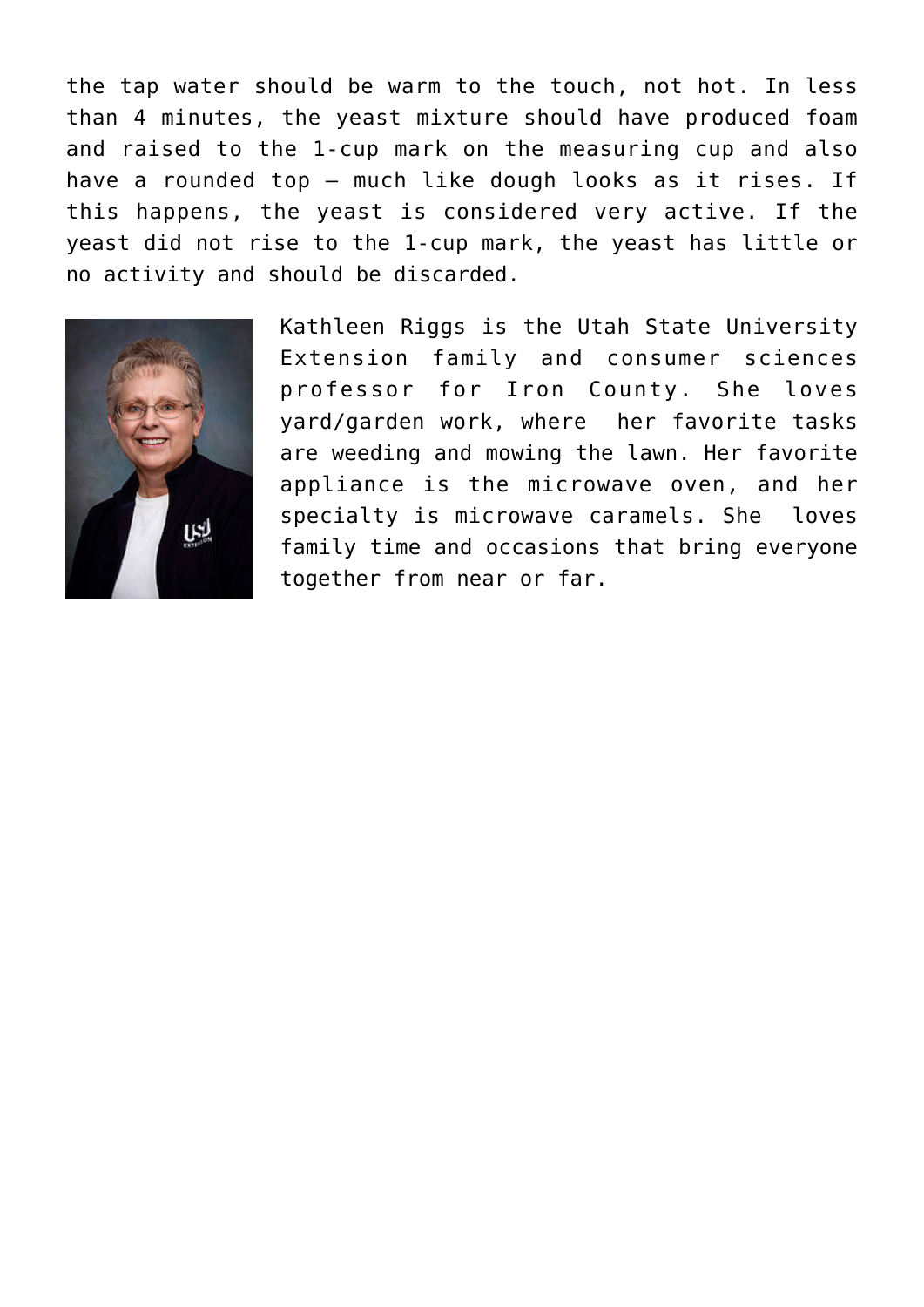the tap water should be warm to the touch, not hot. In less than 4 minutes, the yeast mixture should have produced foam and raised to the 1-cup mark on the measuring cup and also have a rounded top – much like dough looks as it rises. If this happens, the yeast is considered very active. If the yeast did not rise to the 1-cup mark, the yeast has little or no activity and should be discarded.

Kathleen Riggs is the Utah State University Extension family and consumer sciences professor for Iron County. She loves yard/garden work, where her favorite tasks are weeding and mowing the lawn. Her favorite appliance is the microwave oven, and her specialty is microwave caramels. She loves family time and occasions that bring everyone together from near or far.